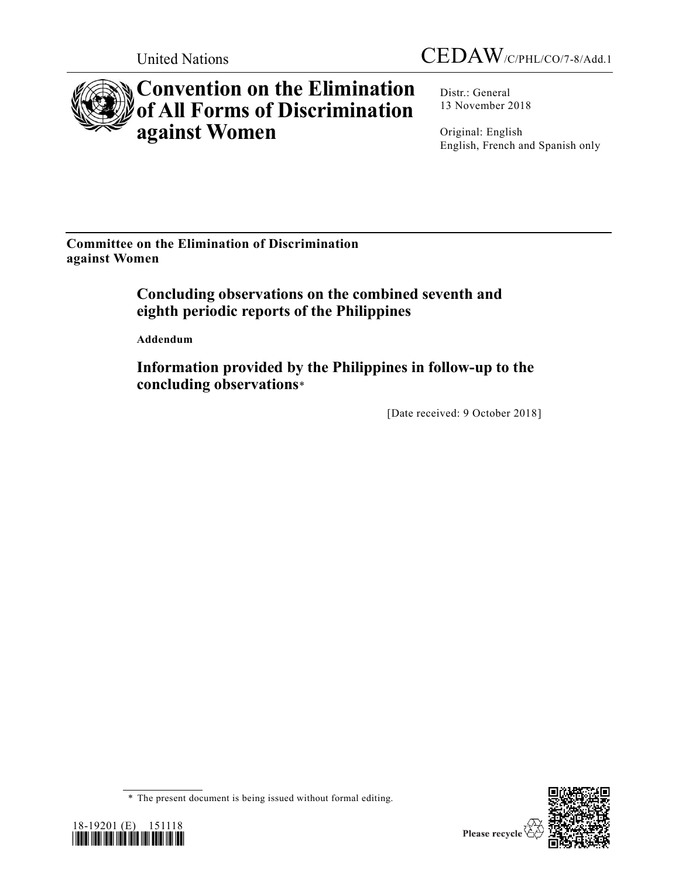United Nations

CEDAW/C/PHL/CO/7-8/Add.1

# Convention on the Elimination of All Forms of Discrimination against Women

Distr.: General
13 November 2018

Original: English
English, French and Spanish only

**Committee on the Elimination of Discrimination against Women**

## Concluding observations on the combined seventh and eighth periodic reports of the Philippines

**Addendum**

## Information provided by the Philippines in follow-up to the concluding observations*

[Date received: 9 October 2018]

* The present document is being issued without formal editing.

18-19201 (E) 151118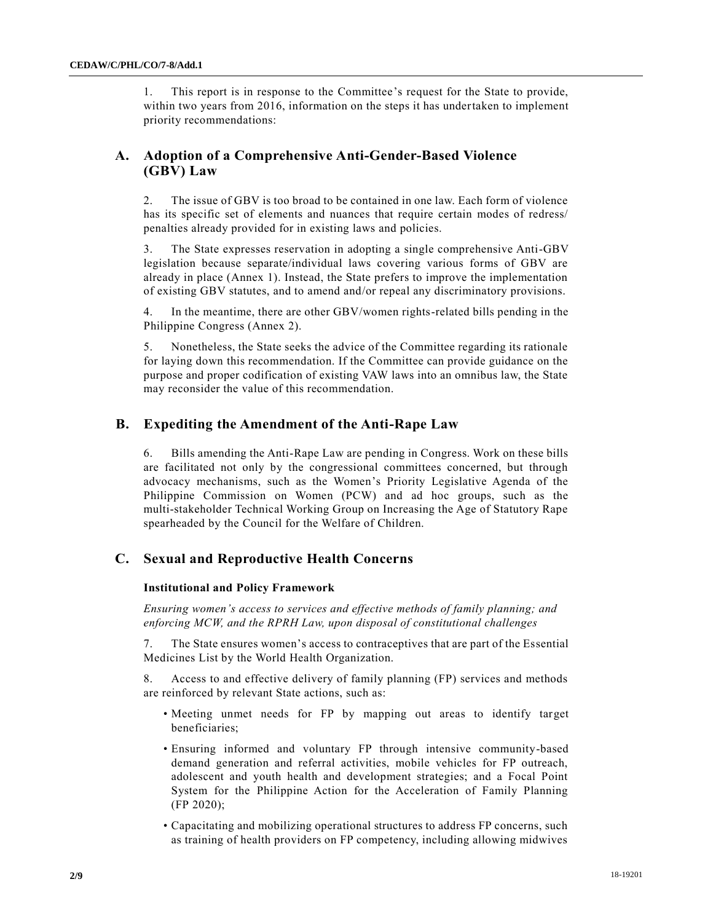1. This report is in response to the Committee's request for the State to provide, within two years from 2016, information on the steps it has undertaken to implement priority recommendations:

## A. Adoption of a Comprehensive Anti-Gender-Based Violence (GBV) Law

2. The issue of GBV is too broad to be contained in one law. Each form of violence has its specific set of elements and nuances that require certain modes of redress/ penalties already provided for in existing laws and policies.

3. The State expresses reservation in adopting a single comprehensive Anti-GBV legislation because separate/individual laws covering various forms of GBV are already in place (Annex 1). Instead, the State prefers to improve the implementation of existing GBV statutes, and to amend and/or repeal any discriminatory provisions.

4. In the meantime, there are other GBV/women rights-related bills pending in the Philippine Congress (Annex 2).

5. Nonetheless, the State seeks the advice of the Committee regarding its rationale for laying down this recommendation. If the Committee can provide guidance on the purpose and proper codification of existing VAW laws into an omnibus law, the State may reconsider the value of this recommendation.

## B. Expediting the Amendment of the Anti-Rape Law

6. Bills amending the Anti-Rape Law are pending in Congress. Work on these bills are facilitated not only by the congressional committees concerned, but through advocacy mechanisms, such as the Women's Priority Legislative Agenda of the Philippine Commission on Women (PCW) and ad hoc groups, such as the multi-stakeholder Technical Working Group on Increasing the Age of Statutory Rape spearheaded by the Council for the Welfare of Children.

## C. Sexual and Reproductive Health Concerns

### Institutional and Policy Framework

*Ensuring women's access to services and effective methods of family planning; and enforcing MCW, and the RPRH Law, upon disposal of constitutional challenges*

7. The State ensures women's access to contraceptives that are part of the Essential Medicines List by the World Health Organization.

8. Access to and effective delivery of family planning (FP) services and methods are reinforced by relevant State actions, such as:

- Meeting unmet needs for FP by mapping out areas to identify target beneficiaries;
- Ensuring informed and voluntary FP through intensive community-based demand generation and referral activities, mobile vehicles for FP outreach, adolescent and youth health and development strategies; and a Focal Point System for the Philippine Action for the Acceleration of Family Planning (FP 2020);
- Capacitating and mobilizing operational structures to address FP concerns, such as training of health providers on FP competency, including allowing midwives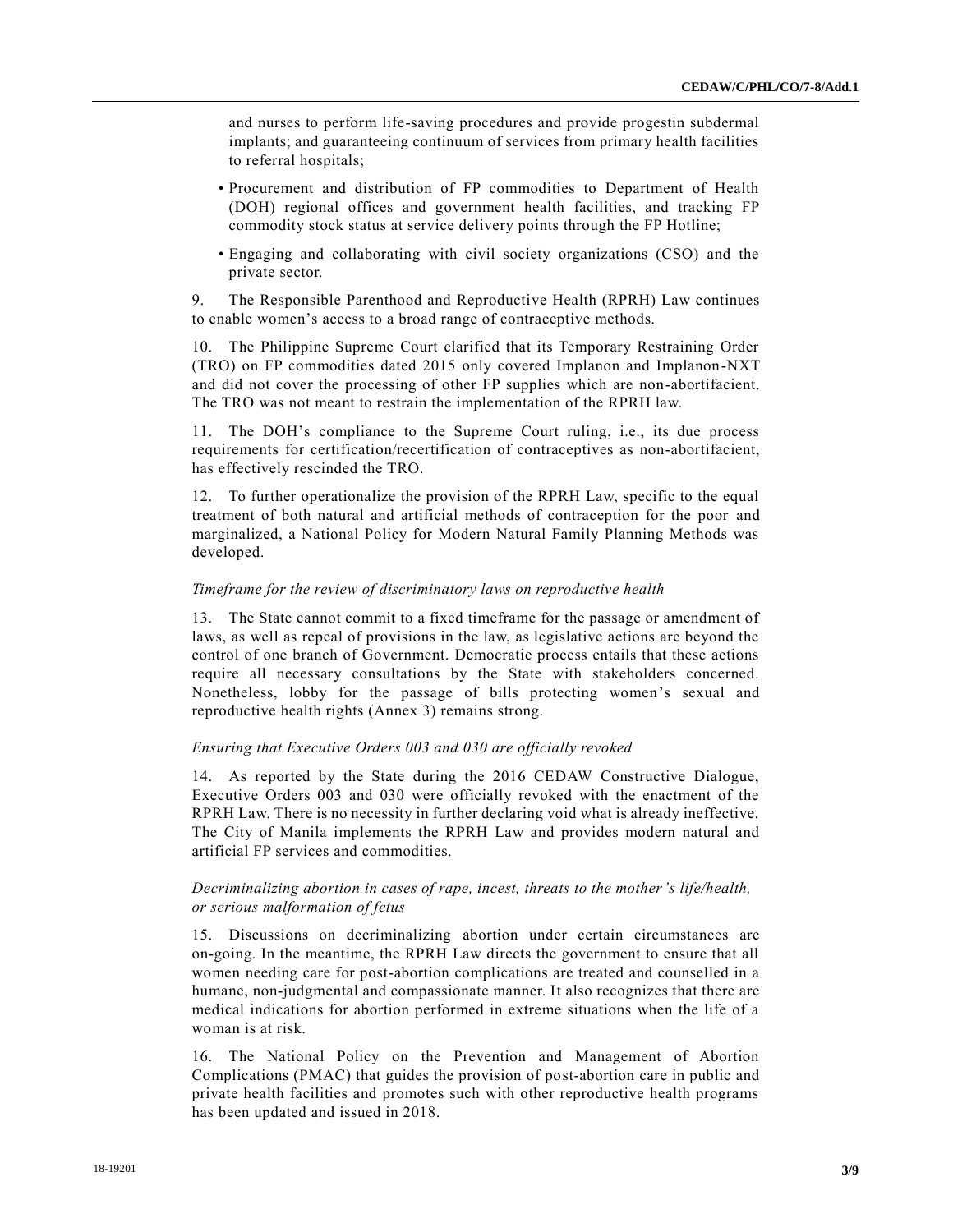and nurses to perform life-saving procedures and provide progestin subdermal implants; and guaranteeing continuum of services from primary health facilities to referral hospitals;

- Procurement and distribution of FP commodities to Department of Health (DOH) regional offices and government health facilities, and tracking FP commodity stock status at service delivery points through the FP Hotline;
- Engaging and collaborating with civil society organizations (CSO) and the private sector.

9. The Responsible Parenthood and Reproductive Health (RPRH) Law continues to enable women's access to a broad range of contraceptive methods.

10. The Philippine Supreme Court clarified that its Temporary Restraining Order (TRO) on FP commodities dated 2015 only covered Implanon and Implanon-NXT and did not cover the processing of other FP supplies which are non-abortifacient. The TRO was not meant to restrain the implementation of the RPRH law.

11. The DOH's compliance to the Supreme Court ruling, i.e., its due process requirements for certification/recertification of contraceptives as non-abortifacient, has effectively rescinded the TRO.

12. To further operationalize the provision of the RPRH Law, specific to the equal treatment of both natural and artificial methods of contraception for the poor and marginalized, a National Policy for Modern Natural Family Planning Methods was developed.

*Timeframe for the review of discriminatory laws on reproductive health*

13. The State cannot commit to a fixed timeframe for the passage or amendment of laws, as well as repeal of provisions in the law, as legislative actions are beyond the control of one branch of Government. Democratic process entails that these actions require all necessary consultations by the State with stakeholders concerned. Nonetheless, lobby for the passage of bills protecting women's sexual and reproductive health rights (Annex 3) remains strong.

*Ensuring that Executive Orders 003 and 030 are officially revoked*

14. As reported by the State during the 2016 CEDAW Constructive Dialogue, Executive Orders 003 and 030 were officially revoked with the enactment of the RPRH Law. There is no necessity in further declaring void what is already ineffective. The City of Manila implements the RPRH Law and provides modern natural and artificial FP services and commodities.

*Decriminalizing abortion in cases of rape, incest, threats to the mother's life/health, or serious malformation of fetus*

15. Discussions on decriminalizing abortion under certain circumstances are on-going. In the meantime, the RPRH Law directs the government to ensure that all women needing care for post-abortion complications are treated and counselled in a humane, non-judgmental and compassionate manner. It also recognizes that there are medical indications for abortion performed in extreme situations when the life of a woman is at risk.

16. The National Policy on the Prevention and Management of Abortion Complications (PMAC) that guides the provision of post-abortion care in public and private health facilities and promotes such with other reproductive health programs has been updated and issued in 2018.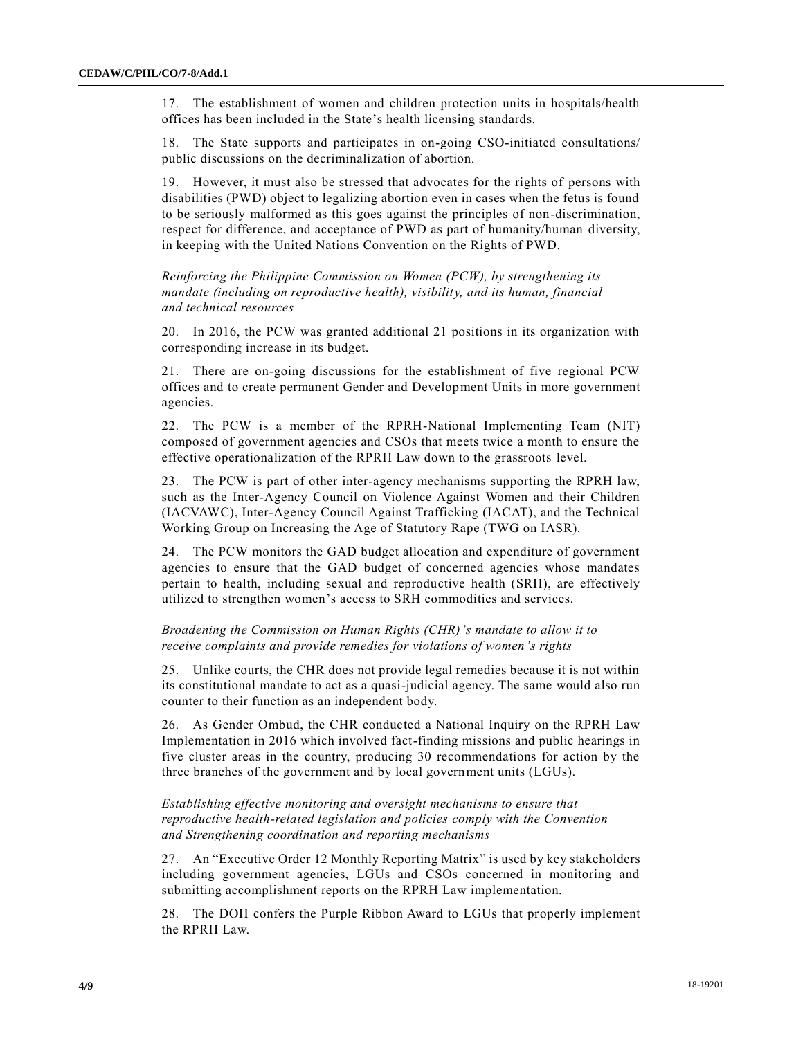17. The establishment of women and children protection units in hospitals/health offices has been included in the State's health licensing standards.

18. The State supports and participates in on-going CSO-initiated consultations/ public discussions on the decriminalization of abortion.

19. However, it must also be stressed that advocates for the rights of persons with disabilities (PWD) object to legalizing abortion even in cases when the fetus is found to be seriously malformed as this goes against the principles of non-discrimination, respect for difference, and acceptance of PWD as part of humanity/human diversity, in keeping with the United Nations Convention on the Rights of PWD.

*Reinforcing the Philippine Commission on Women (PCW), by strengthening its mandate (including on reproductive health), visibility, and its human, financial and technical resources*

20. In 2016, the PCW was granted additional 21 positions in its organization with corresponding increase in its budget.

21. There are on-going discussions for the establishment of five regional PCW offices and to create permanent Gender and Development Units in more government agencies.

22. The PCW is a member of the RPRH-National Implementing Team (NIT) composed of government agencies and CSOs that meets twice a month to ensure the effective operationalization of the RPRH Law down to the grassroots level.

23. The PCW is part of other inter-agency mechanisms supporting the RPRH law, such as the Inter-Agency Council on Violence Against Women and their Children (IACVAWC), Inter-Agency Council Against Trafficking (IACAT), and the Technical Working Group on Increasing the Age of Statutory Rape (TWG on IASR).

24. The PCW monitors the GAD budget allocation and expenditure of government agencies to ensure that the GAD budget of concerned agencies whose mandates pertain to health, including sexual and reproductive health (SRH), are effectively utilized to strengthen women's access to SRH commodities and services.

*Broadening the Commission on Human Rights (CHR)'s mandate to allow it to receive complaints and provide remedies for violations of women's rights*

25. Unlike courts, the CHR does not provide legal remedies because it is not within its constitutional mandate to act as a quasi-judicial agency. The same would also run counter to their function as an independent body.

26. As Gender Ombud, the CHR conducted a National Inquiry on the RPRH Law Implementation in 2016 which involved fact-finding missions and public hearings in five cluster areas in the country, producing 30 recommendations for action by the three branches of the government and by local government units (LGUs).

*Establishing effective monitoring and oversight mechanisms to ensure that reproductive health-related legislation and policies comply with the Convention and Strengthening coordination and reporting mechanisms*

27. An "Executive Order 12 Monthly Reporting Matrix" is used by key stakeholders including government agencies, LGUs and CSOs concerned in monitoring and submitting accomplishment reports on the RPRH Law implementation.

28. The DOH confers the Purple Ribbon Award to LGUs that properly implement the RPRH Law.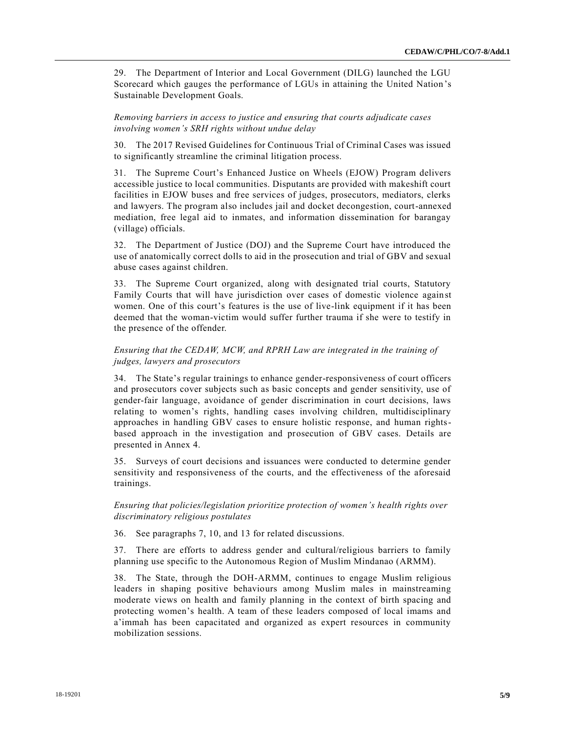29. The Department of Interior and Local Government (DILG) launched the LGU Scorecard which gauges the performance of LGUs in attaining the United Nation's Sustainable Development Goals.

*Removing barriers in access to justice and ensuring that courts adjudicate cases involving women's SRH rights without undue delay*

30. The 2017 Revised Guidelines for Continuous Trial of Criminal Cases was issued to significantly streamline the criminal litigation process.

31. The Supreme Court's Enhanced Justice on Wheels (EJOW) Program delivers accessible justice to local communities. Disputants are provided with makeshift court facilities in EJOW buses and free services of judges, prosecutors, mediators, clerks and lawyers. The program also includes jail and docket decongestion, court-annexed mediation, free legal aid to inmates, and information dissemination for barangay (village) officials.

32. The Department of Justice (DOJ) and the Supreme Court have introduced the use of anatomically correct dolls to aid in the prosecution and trial of GBV and sexual abuse cases against children.

33. The Supreme Court organized, along with designated trial courts, Statutory Family Courts that will have jurisdiction over cases of domestic violence against women. One of this court's features is the use of live-link equipment if it has been deemed that the woman-victim would suffer further trauma if she were to testify in the presence of the offender.

*Ensuring that the CEDAW, MCW, and RPRH Law are integrated in the training of judges, lawyers and prosecutors*

34. The State's regular trainings to enhance gender-responsiveness of court officers and prosecutors cover subjects such as basic concepts and gender sensitivity, use of gender-fair language, avoidance of gender discrimination in court decisions, laws relating to women's rights, handling cases involving children, multidisciplinary approaches in handling GBV cases to ensure holistic response, and human rights-based approach in the investigation and prosecution of GBV cases. Details are presented in Annex 4.

35. Surveys of court decisions and issuances were conducted to determine gender sensitivity and responsiveness of the courts, and the effectiveness of the aforesaid trainings.

*Ensuring that policies/legislation prioritize protection of women's health rights over discriminatory religious postulates*

36. See paragraphs 7, 10, and 13 for related discussions.

37. There are efforts to address gender and cultural/religious barriers to family planning use specific to the Autonomous Region of Muslim Mindanao (ARMM).

38. The State, through the DOH-ARMM, continues to engage Muslim religious leaders in shaping positive behaviours among Muslim males in mainstreaming moderate views on health and family planning in the context of birth spacing and protecting women's health. A team of these leaders composed of local imams and a'immah has been capacitated and organized as expert resources in community mobilization sessions.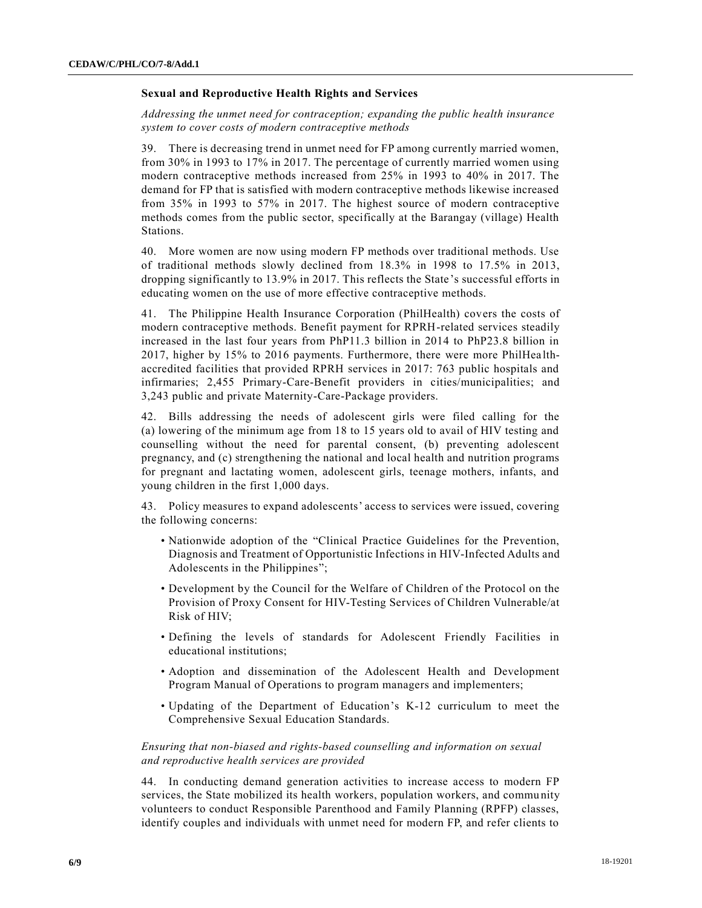## Sexual and Reproductive Health Rights and Services

*Addressing the unmet need for contraception; expanding the public health insurance system to cover costs of modern contraceptive methods*

39. There is decreasing trend in unmet need for FP among currently married women, from 30% in 1993 to 17% in 2017. The percentage of currently married women using modern contraceptive methods increased from 25% in 1993 to 40% in 2017. The demand for FP that is satisfied with modern contraceptive methods likewise increased from 35% in 1993 to 57% in 2017. The highest source of modern contraceptive methods comes from the public sector, specifically at the Barangay (village) Health Stations.

40. More women are now using modern FP methods over traditional methods. Use of traditional methods slowly declined from 18.3% in 1998 to 17.5% in 2013, dropping significantly to 13.9% in 2017. This reflects the State's successful efforts in educating women on the use of more effective contraceptive methods.

41. The Philippine Health Insurance Corporation (PhilHealth) covers the costs of modern contraceptive methods. Benefit payment for RPRH-related services steadily increased in the last four years from PhP11.3 billion in 2014 to PhP23.8 billion in 2017, higher by 15% to 2016 payments. Furthermore, there were more PhilHealth-accredited facilities that provided RPRH services in 2017: 763 public hospitals and infirmaries; 2,455 Primary-Care-Benefit providers in cities/municipalities; and 3,243 public and private Maternity-Care-Package providers.

42. Bills addressing the needs of adolescent girls were filed calling for the (a) lowering of the minimum age from 18 to 15 years old to avail of HIV testing and counselling without the need for parental consent, (b) preventing adolescent pregnancy, and (c) strengthening the national and local health and nutrition programs for pregnant and lactating women, adolescent girls, teenage mothers, infants, and young children in the first 1,000 days.

43. Policy measures to expand adolescents' access to services were issued, covering the following concerns:

- Nationwide adoption of the "Clinical Practice Guidelines for the Prevention, Diagnosis and Treatment of Opportunistic Infections in HIV-Infected Adults and Adolescents in the Philippines";
- Development by the Council for the Welfare of Children of the Protocol on the Provision of Proxy Consent for HIV-Testing Services of Children Vulnerable/at Risk of HIV;
- Defining the levels of standards for Adolescent Friendly Facilities in educational institutions;
- Adoption and dissemination of the Adolescent Health and Development Program Manual of Operations to program managers and implementers;
- Updating of the Department of Education's K-12 curriculum to meet the Comprehensive Sexual Education Standards.

*Ensuring that non-biased and rights-based counselling and information on sexual and reproductive health services are provided*

44. In conducting demand generation activities to increase access to modern FP services, the State mobilized its health workers, population workers, and community volunteers to conduct Responsible Parenthood and Family Planning (RPFP) classes, identify couples and individuals with unmet need for modern FP, and refer clients to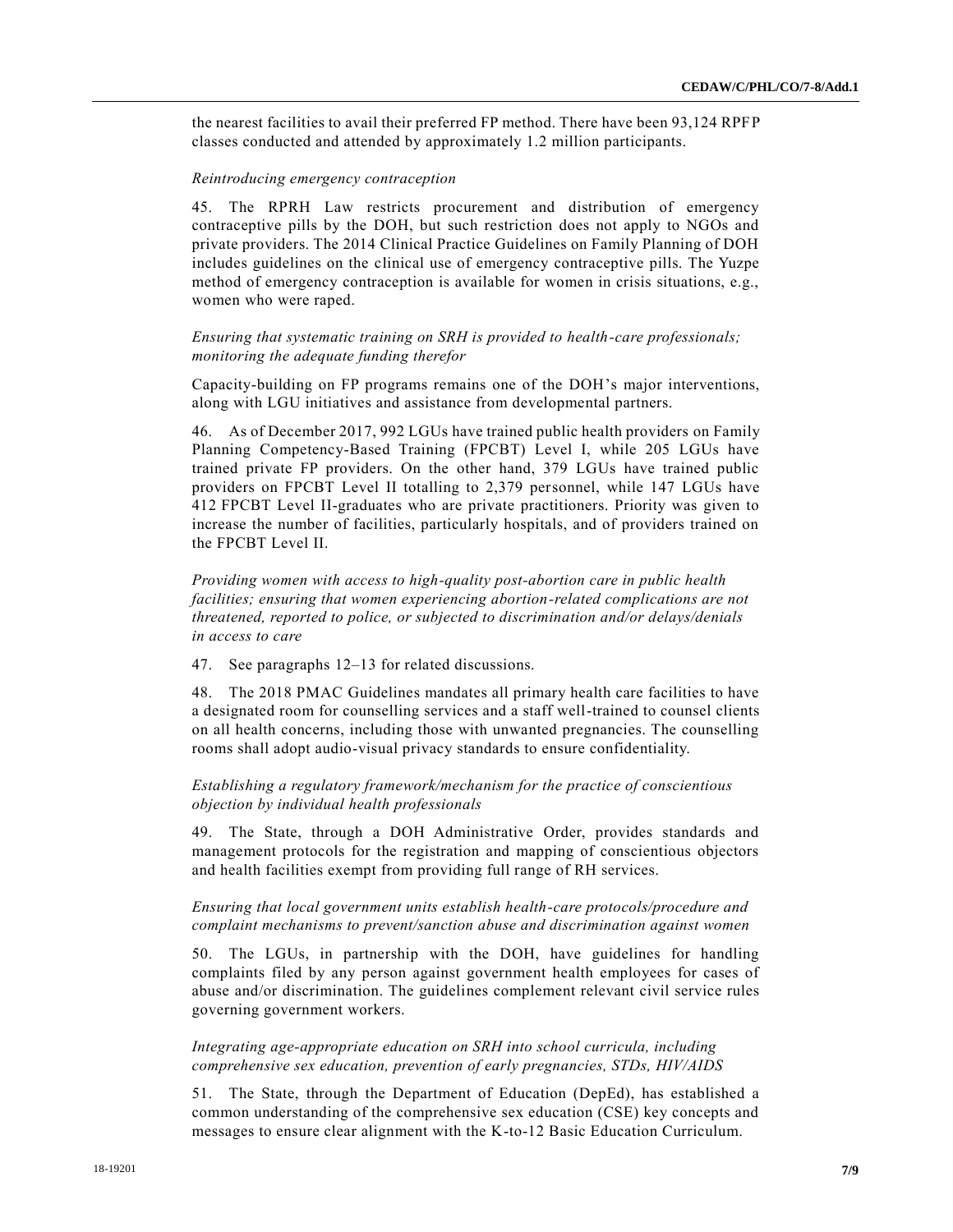the nearest facilities to avail their preferred FP method. There have been 93,124 RPFP classes conducted and attended by approximately 1.2 million participants.

*Reintroducing emergency contraception*

45. The RPRH Law restricts procurement and distribution of emergency contraceptive pills by the DOH, but such restriction does not apply to NGOs and private providers. The 2014 Clinical Practice Guidelines on Family Planning of DOH includes guidelines on the clinical use of emergency contraceptive pills. The Yuzpe method of emergency contraception is available for women in crisis situations, e.g., women who were raped.

*Ensuring that systematic training on SRH is provided to health-care professionals; monitoring the adequate funding therefor*

Capacity-building on FP programs remains one of the DOH's major interventions, along with LGU initiatives and assistance from developmental partners.

46. As of December 2017, 992 LGUs have trained public health providers on Family Planning Competency-Based Training (FPCBT) Level I, while 205 LGUs have trained private FP providers. On the other hand, 379 LGUs have trained public providers on FPCBT Level II totalling to 2,379 personnel, while 147 LGUs have 412 FPCBT Level II-graduates who are private practitioners. Priority was given to increase the number of facilities, particularly hospitals, and of providers trained on the FPCBT Level II.

*Providing women with access to high-quality post-abortion care in public health facilities; ensuring that women experiencing abortion-related complications are not threatened, reported to police, or subjected to discrimination and/or delays/denials in access to care*

47. See paragraphs 12–13 for related discussions.

48. The 2018 PMAC Guidelines mandates all primary health care facilities to have a designated room for counselling services and a staff well-trained to counsel clients on all health concerns, including those with unwanted pregnancies. The counselling rooms shall adopt audio-visual privacy standards to ensure confidentiality.

*Establishing a regulatory framework/mechanism for the practice of conscientious objection by individual health professionals*

49. The State, through a DOH Administrative Order, provides standards and management protocols for the registration and mapping of conscientious objectors and health facilities exempt from providing full range of RH services.

*Ensuring that local government units establish health-care protocols/procedure and complaint mechanisms to prevent/sanction abuse and discrimination against women*

50. The LGUs, in partnership with the DOH, have guidelines for handling complaints filed by any person against government health employees for cases of abuse and/or discrimination. The guidelines complement relevant civil service rules governing government workers.

*Integrating age-appropriate education on SRH into school curricula, including comprehensive sex education, prevention of early pregnancies, STDs, HIV/AIDS*

51. The State, through the Department of Education (DepEd), has established a common understanding of the comprehensive sex education (CSE) key concepts and messages to ensure clear alignment with the K-to-12 Basic Education Curriculum.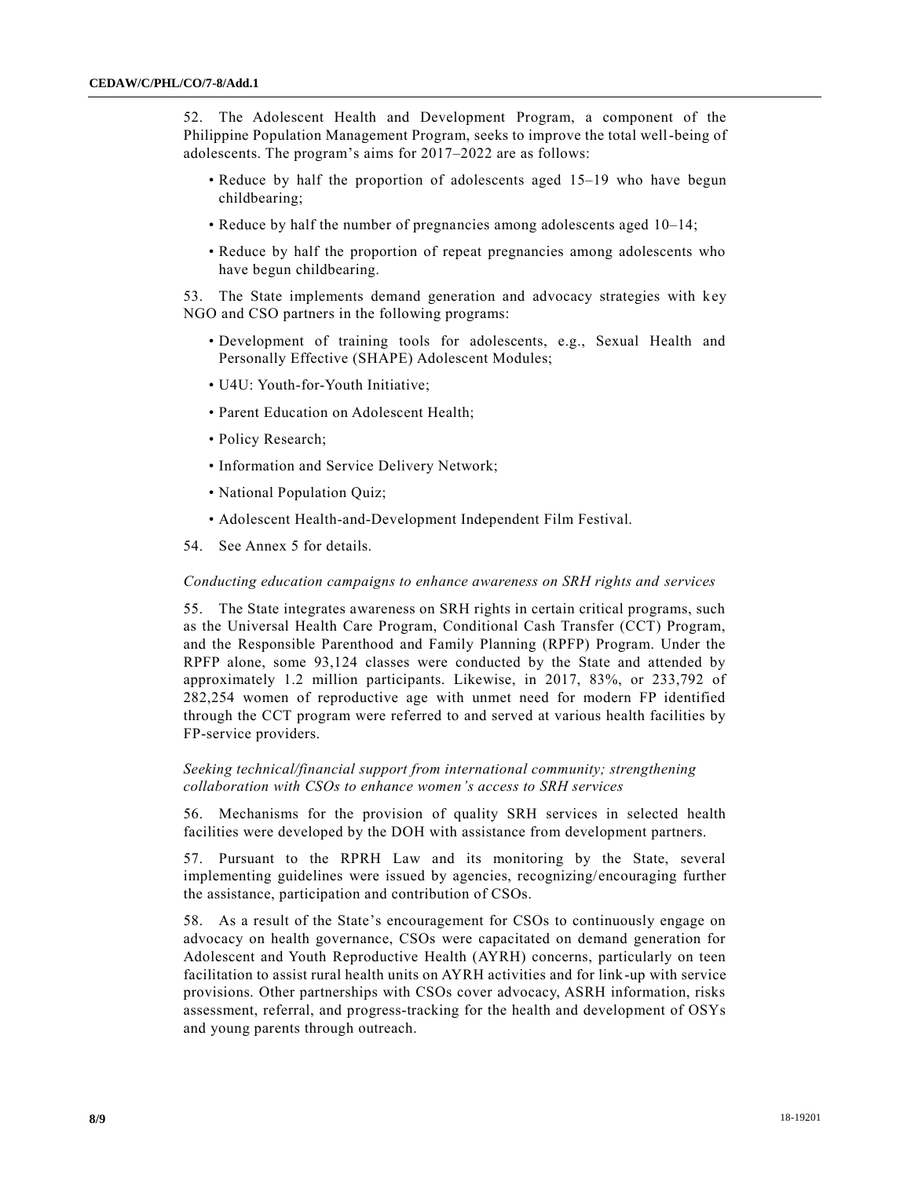52. The Adolescent Health and Development Program, a component of the Philippine Population Management Program, seeks to improve the total well-being of adolescents. The program's aims for 2017–2022 are as follows:

- Reduce by half the proportion of adolescents aged 15–19 who have begun childbearing;
- Reduce by half the number of pregnancies among adolescents aged 10–14;
- Reduce by half the proportion of repeat pregnancies among adolescents who have begun childbearing.

53. The State implements demand generation and advocacy strategies with key NGO and CSO partners in the following programs:

- Development of training tools for adolescents, e.g., Sexual Health and Personally Effective (SHAPE) Adolescent Modules;
- U4U: Youth-for-Youth Initiative;
- Parent Education on Adolescent Health;
- Policy Research;
- Information and Service Delivery Network;
- National Population Quiz;
- Adolescent Health-and-Development Independent Film Festival.

54. See Annex 5 for details.

*Conducting education campaigns to enhance awareness on SRH rights and services*

55. The State integrates awareness on SRH rights in certain critical programs, such as the Universal Health Care Program, Conditional Cash Transfer (CCT) Program, and the Responsible Parenthood and Family Planning (RPFP) Program. Under the RPFP alone, some 93,124 classes were conducted by the State and attended by approximately 1.2 million participants. Likewise, in 2017, 83%, or 233,792 of 282,254 women of reproductive age with unmet need for modern FP identified through the CCT program were referred to and served at various health facilities by FP-service providers.

*Seeking technical/financial support from international community; strengthening collaboration with CSOs to enhance women's access to SRH services*

56. Mechanisms for the provision of quality SRH services in selected health facilities were developed by the DOH with assistance from development partners.

57. Pursuant to the RPRH Law and its monitoring by the State, several implementing guidelines were issued by agencies, recognizing/encouraging further the assistance, participation and contribution of CSOs.

58. As a result of the State's encouragement for CSOs to continuously engage on advocacy on health governance, CSOs were capacitated on demand generation for Adolescent and Youth Reproductive Health (AYRH) concerns, particularly on teen facilitation to assist rural health units on AYRH activities and for link-up with service provisions. Other partnerships with CSOs cover advocacy, ASRH information, risks assessment, referral, and progress-tracking for the health and development of OSYs and young parents through outreach.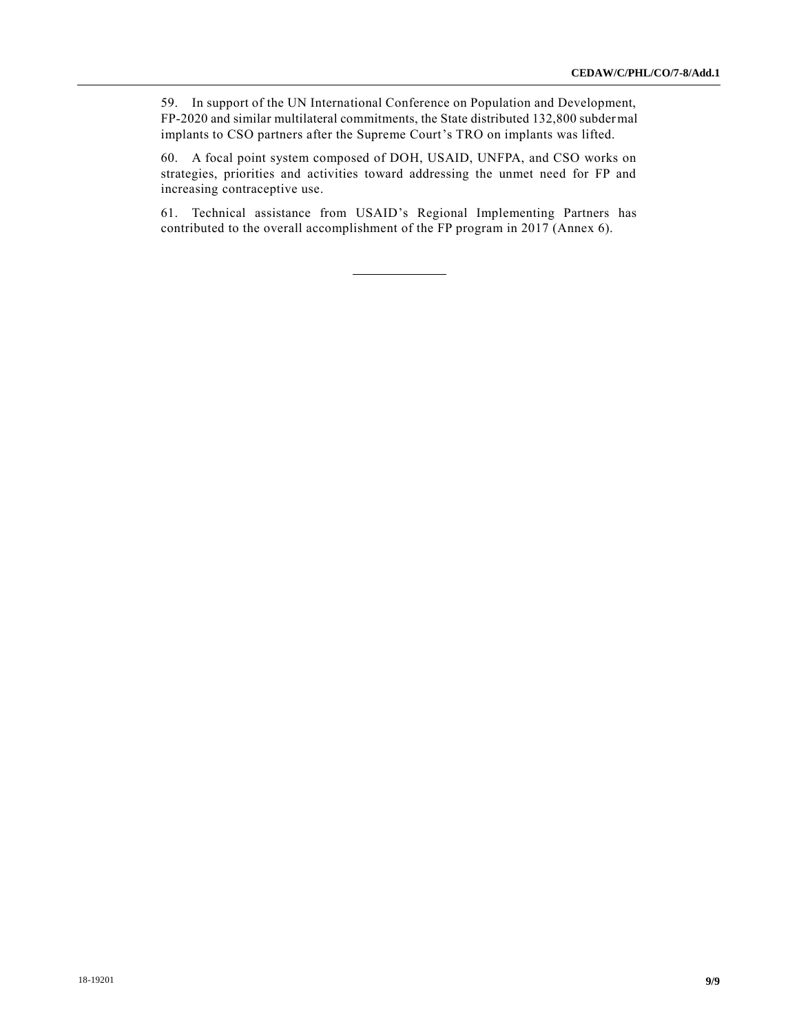59. In support of the UN International Conference on Population and Development, FP-2020 and similar multilateral commitments, the State distributed 132,800 subdermal implants to CSO partners after the Supreme Court's TRO on implants was lifted.

60. A focal point system composed of DOH, USAID, UNFPA, and CSO works on strategies, priorities and activities toward addressing the unmet need for FP and increasing contraceptive use.

61. Technical assistance from USAID's Regional Implementing Partners has contributed to the overall accomplishment of the FP program in 2017 (Annex 6).